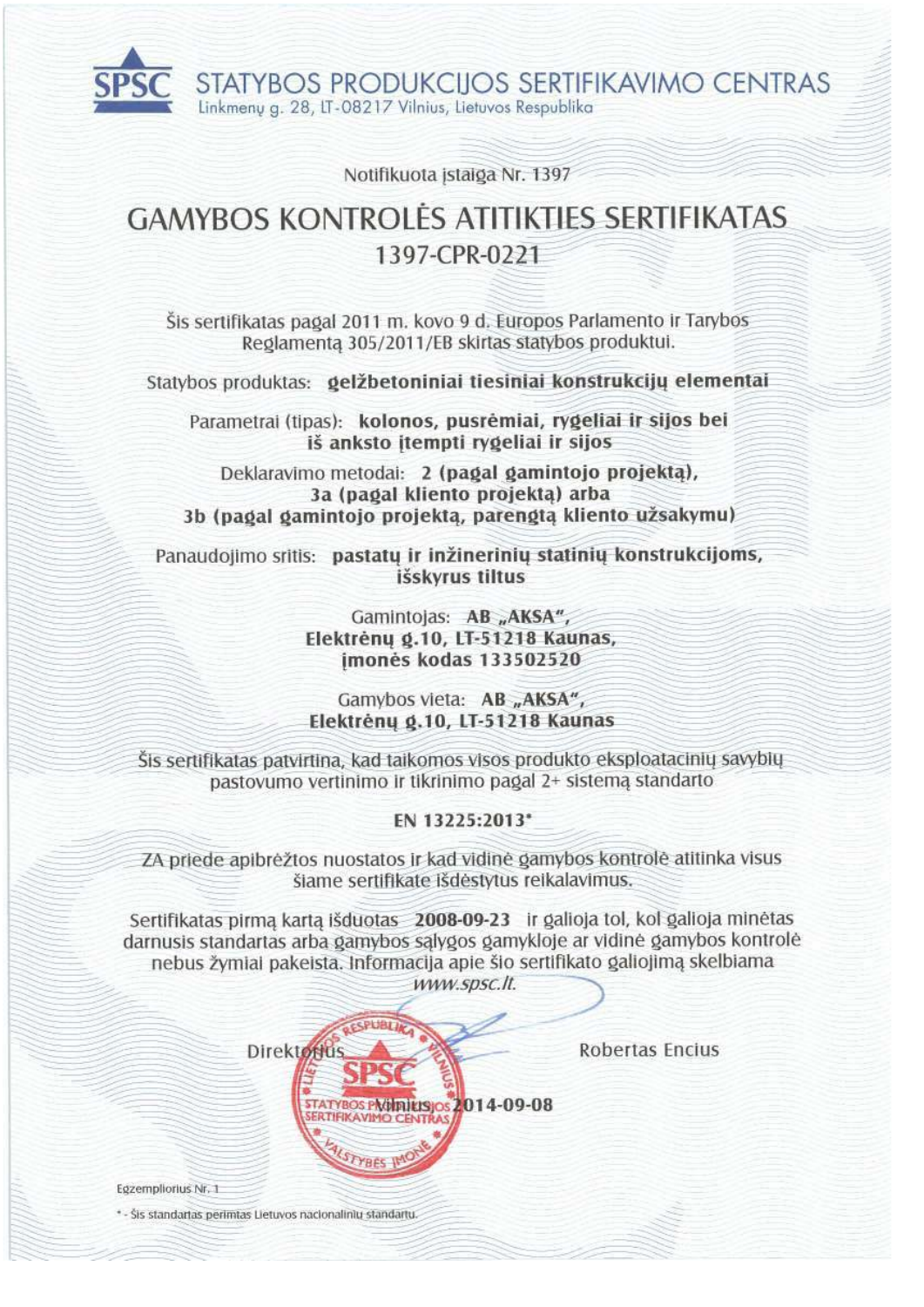SPSC STATYBOS PRODUKCIJOS SERTIFIKAVIMO CENTRAS
Linkmenų g. 28, LT-08217 Vilnius, Lietuvos Respublika

Notifikuota įstaiga Nr. 1397

# GAMYBOS KONTROLĖS ATITIKTIES SERTIFIKATAS

## 1397-CPR-0221

Šis sertifikatas pagal 2011 m. kovo 9 d. Europos Parlamento ir Tarybos Reglamentą 305/2011/EB skirtas statybos produktui.

Statybos produktas: **gelžbetoniniai tiesiniai konstrukcijų elementai**

Parametrai (tipas): **kolonos, pusrėmiai, rygeliai ir sijos bei iš anksto įtempti rygeliai ir sijos**

Deklaravimo metodai: **2 (pagal gamintojo projektą), 3a (pagal kliento projektą) arba 3b (pagal gamintojo projektą, parengtą kliento užsakymu)**

Panaudojimo sritis: **pastatų ir inžinerinių statinių konstrukcijoms, išskyrus tiltus**

Gamintojas: **AB „AKSA", Elektrėnų g.10, LT-51218 Kaunas, įmonės kodas 133502520**

Gamybos vieta: **AB „AKSA", Elektrėnų g.10, LT-51218 Kaunas**

Šis sertifikatas patvirtina, kad taikomos visos produkto eksploatacinių savybių pastovumo vertinimo ir tikrinimo pagal 2+ sistemą standarto

**EN 13225:2013***

ZA priede apibrėžtos nuostatos ir kad vidinė gamybos kontrolė atitinka visus šiame sertifikate išdėstytus reikalavimus.

Sertifikatas pirmą kartą išduotas **2008-09-23** ir galioja tol, kol galioja minėtas darnusis standartas arba gamybos sąlygos gamykloje ar vidinė gamybos kontrolė nebus žymiai pakeista. Informacija apie šio sertifikato galiojimą skelbiama *www.spsc.lt.*

Direktorius Robertas Encius

Vilnius **2014-09-08**

Egzempliorius Nr. 1

* - Šis standartas perimtas Lietuvos nacionaliniu standartu.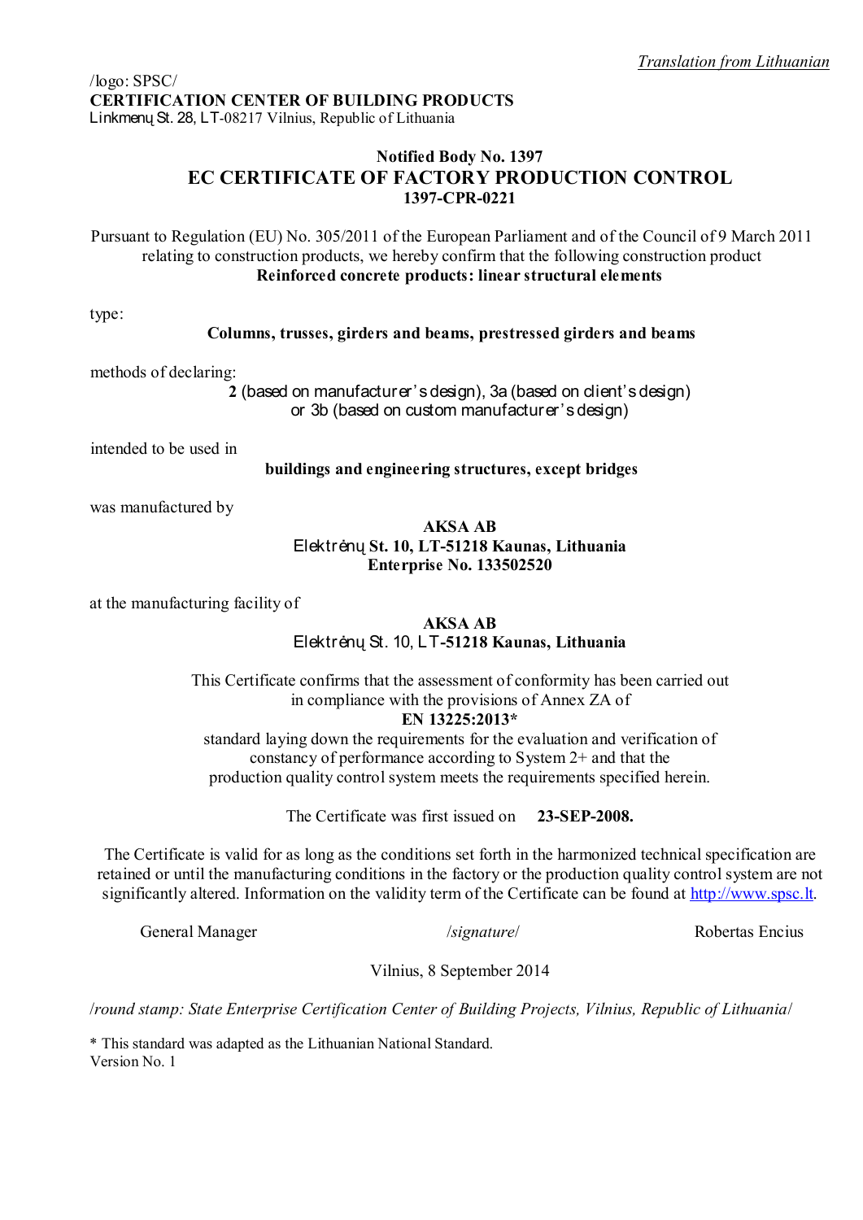*Translation from Lithuanian*

/logo: SPSC/
**CERTIFICATION CENTER OF BUILDING PRODUCTS**
Linkmenų St. 28, LT-08217 Vilnius, Republic of Lithuania

**Notified Body No. 1397**

# EC CERTIFICATE OF FACTORY PRODUCTION CONTROL

**1397-CPR-0221**

Pursuant to Regulation (EU) No. 305/2011 of the European Parliament and of the Council of 9 March 2011 relating to construction products, we hereby confirm that the following construction product
**Reinforced concrete products: linear structural elements**

type:

**Columns, trusses, girders and beams, prestressed girders and beams**

methods of declaring:

**2** (based on manufacturer's design), 3a (based on client's design) or 3b (based on custom manufacturer's design)

intended to be used in

**buildings and engineering structures, except bridges**

was manufactured by

**AKSA AB**
Elektrėnų **St. 10, LT-51218 Kaunas, Lithuania**
**Enterprise No. 133502520**

at the manufacturing facility of

**AKSA AB**
Elektrėnų St. 10, LT-**51218 Kaunas, Lithuania**

This Certificate confirms that the assessment of conformity has been carried out in compliance with the provisions of Annex ZA of
**EN 13225:2013***
standard laying down the requirements for the evaluation and verification of constancy of performance according to System 2+ and that the production quality control system meets the requirements specified herein.

The Certificate was first issued on **23-SEP-2008.**

The Certificate is valid for as long as the conditions set forth in the harmonized technical specification are retained or until the manufacturing conditions in the factory or the production quality control system are not significantly altered. Information on the validity term of the Certificate can be found at http://www.spsc.lt.

General Manager /*signature*/ Robertas Encius

Vilnius, 8 September 2014

/*round stamp: State Enterprise Certification Center of Building Projects, Vilnius, Republic of Lithuania*/

* This standard was adapted as the Lithuanian National Standard.
Version No. 1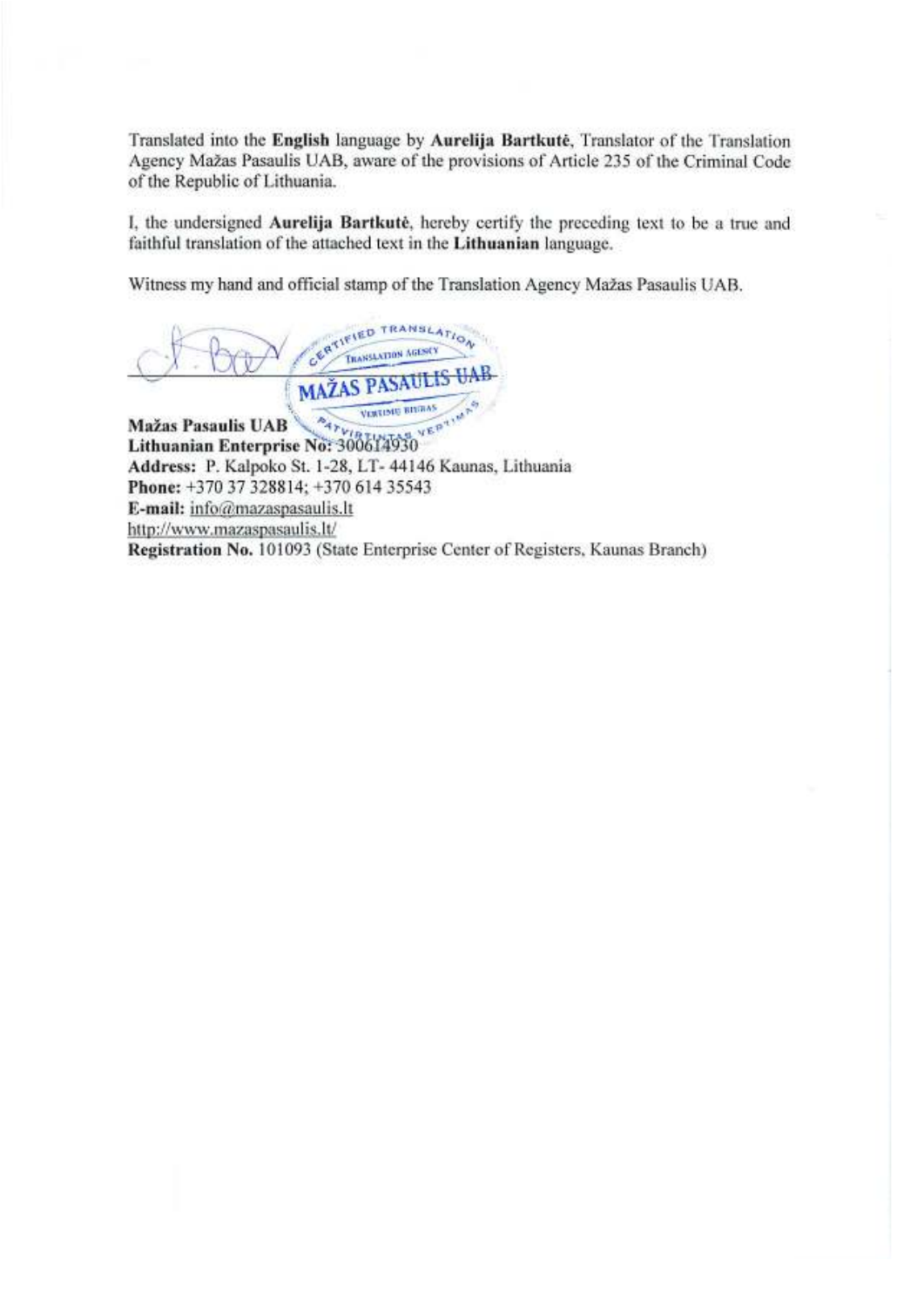Translated into the **English** language by **Aurelija Bartkutė**, Translator of the Translation Agency Mažas Pasaulis UAB, aware of the provisions of Article 235 of the Criminal Code of the Republic of Lithuania.

I, the undersigned **Aurelija Bartkutė**, hereby certify the preceding text to be a true and faithful translation of the attached text in the **Lithuanian** language.

Witness my hand and official stamp of the Translation Agency Mažas Pasaulis UAB.

CERTIFIED TRANSLATION
TRANSLATION AGENCY
MAŽAS PASAULIS UAB
VERTIMŲ BIURAS
PATVIRTINTAS VERTIMAS

**Mažas Pasaulis UAB**
**Lithuanian Enterprise No:** 300614930
**Address:** P. Kalpoko St. 1-28, LT- 44146 Kaunas, Lithuania
**Phone:** +370 37 328814; +370 614 35543
**E-mail:** info@mazaspasaulis.lt
http://www.mazaspasaulis.lt/
**Registration No.** 101093 (State Enterprise Center of Registers, Kaunas Branch)